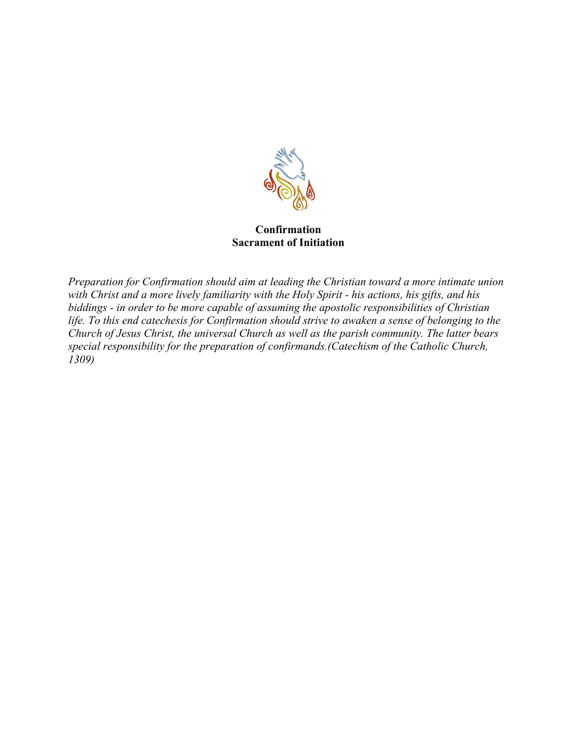**Confirmation**
**Sacrament of Initiation**

*Preparation for Confirmation should aim at leading the Christian toward a more intimate union with Christ and a more lively familiarity with the Holy Spirit - his actions, his gifts, and his biddings - in order to be more capable of assuming the apostolic responsibilities of Christian life. To this end catechesis for Confirmation should strive to awaken a sense of belonging to the Church of Jesus Christ, the universal Church as well as the parish community. The latter bears special responsibility for the preparation of confirmands.(Catechism of the Catholic Church, 1309)*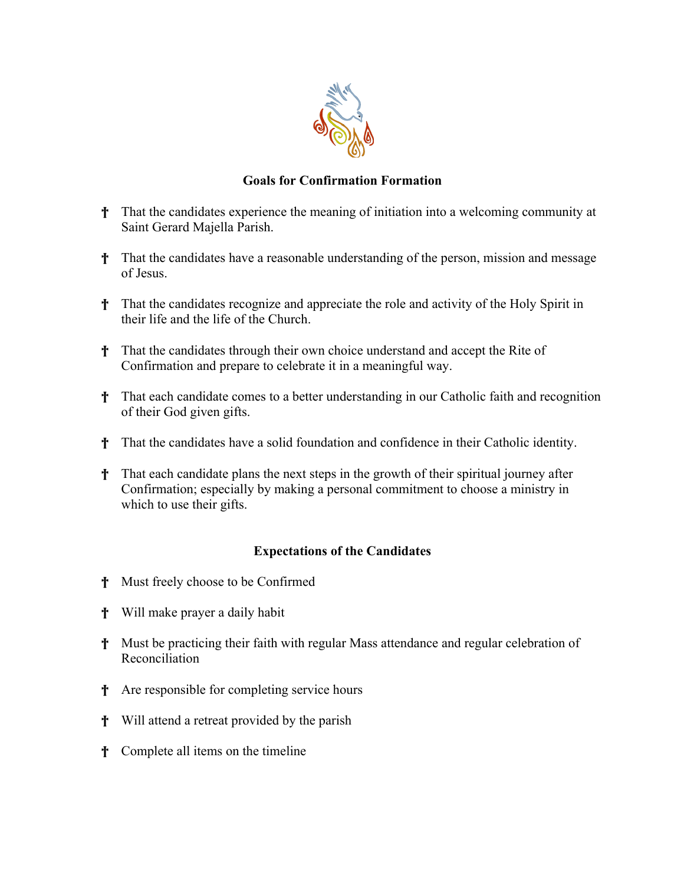## Goals for Confirmation Formation

- † That the candidates experience the meaning of initiation into a welcoming community at Saint Gerard Majella Parish.
- † That the candidates have a reasonable understanding of the person, mission and message of Jesus.
- † That the candidates recognize and appreciate the role and activity of the Holy Spirit in their life and the life of the Church.
- † That the candidates through their own choice understand and accept the Rite of Confirmation and prepare to celebrate it in a meaningful way.
- † That each candidate comes to a better understanding in our Catholic faith and recognition of their God given gifts.
- † That the candidates have a solid foundation and confidence in their Catholic identity.
- † That each candidate plans the next steps in the growth of their spiritual journey after Confirmation; especially by making a personal commitment to choose a ministry in which to use their gifts.

## Expectations of the Candidates

- † Must freely choose to be Confirmed
- † Will make prayer a daily habit
- † Must be practicing their faith with regular Mass attendance and regular celebration of Reconciliation
- † Are responsible for completing service hours
- † Will attend a retreat provided by the parish
- † Complete all items on the timeline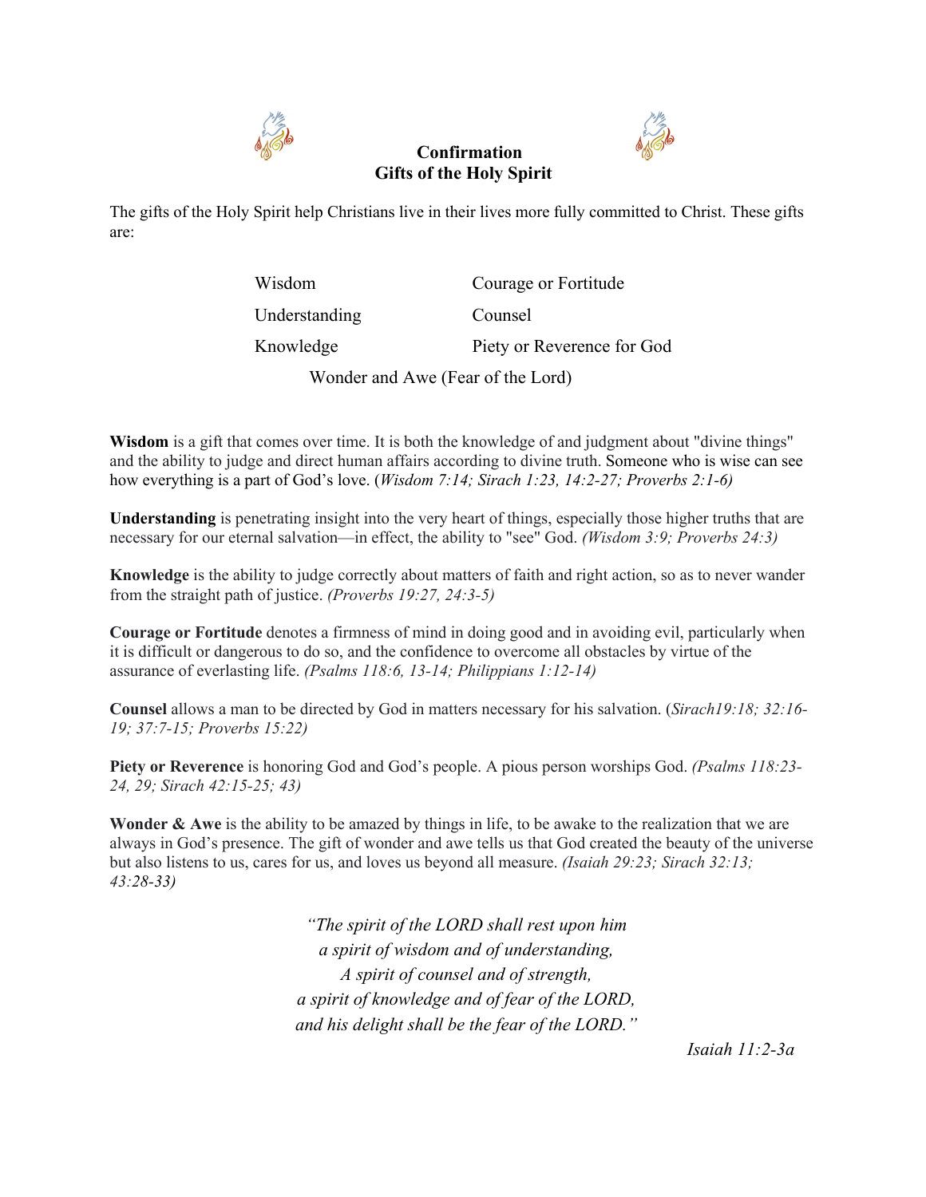# Confirmation
## Gifts of the Holy Spirit

The gifts of the Holy Spirit help Christians live in their lives more fully committed to Christ. These gifts are:

| | |
|---|---|
| Wisdom | Courage or Fortitude |
| Understanding | Counsel |
| Knowledge | Piety or Reverence for God |

Wonder and Awe (Fear of the Lord)

**Wisdom** is a gift that comes over time. It is both the knowledge of and judgment about "divine things" and the ability to judge and direct human affairs according to divine truth. Someone who is wise can see how everything is a part of God's love. (*Wisdom 7:14; Sirach 1:23, 14:2-27; Proverbs 2:1-6)*

**Understanding** is penetrating insight into the very heart of things, especially those higher truths that are necessary for our eternal salvation—in effect, the ability to "see" God. *(Wisdom 3:9; Proverbs 24:3)*

**Knowledge** is the ability to judge correctly about matters of faith and right action, so as to never wander from the straight path of justice. *(Proverbs 19:27, 24:3-5)*

**Courage or Fortitude** denotes a firmness of mind in doing good and in avoiding evil, particularly when it is difficult or dangerous to do so, and the confidence to overcome all obstacles by virtue of the assurance of everlasting life. *(Psalms 118:6, 13-14; Philippians 1:12-14)*

**Counsel** allows a man to be directed by God in matters necessary for his salvation. (*Sirach19:18; 32:16-19; 37:7-15; Proverbs 15:22)*

**Piety or Reverence** is honoring God and God's people. A pious person worships God. *(Psalms 118:23-24, 29; Sirach 42:15-25; 43)*

**Wonder & Awe** is the ability to be amazed by things in life, to be awake to the realization that we are always in God's presence. The gift of wonder and awe tells us that God created the beauty of the universe but also listens to us, cares for us, and loves us beyond all measure. *(Isaiah 29:23; Sirach 32:13; 43:28-33)*

*"The spirit of the LORD shall rest upon him*
*a spirit of wisdom and of understanding,*
*A spirit of counsel and of strength,*
*a spirit of knowledge and of fear of the LORD,*
*and his delight shall be the fear of the LORD."*

*Isaiah 11:2-3a*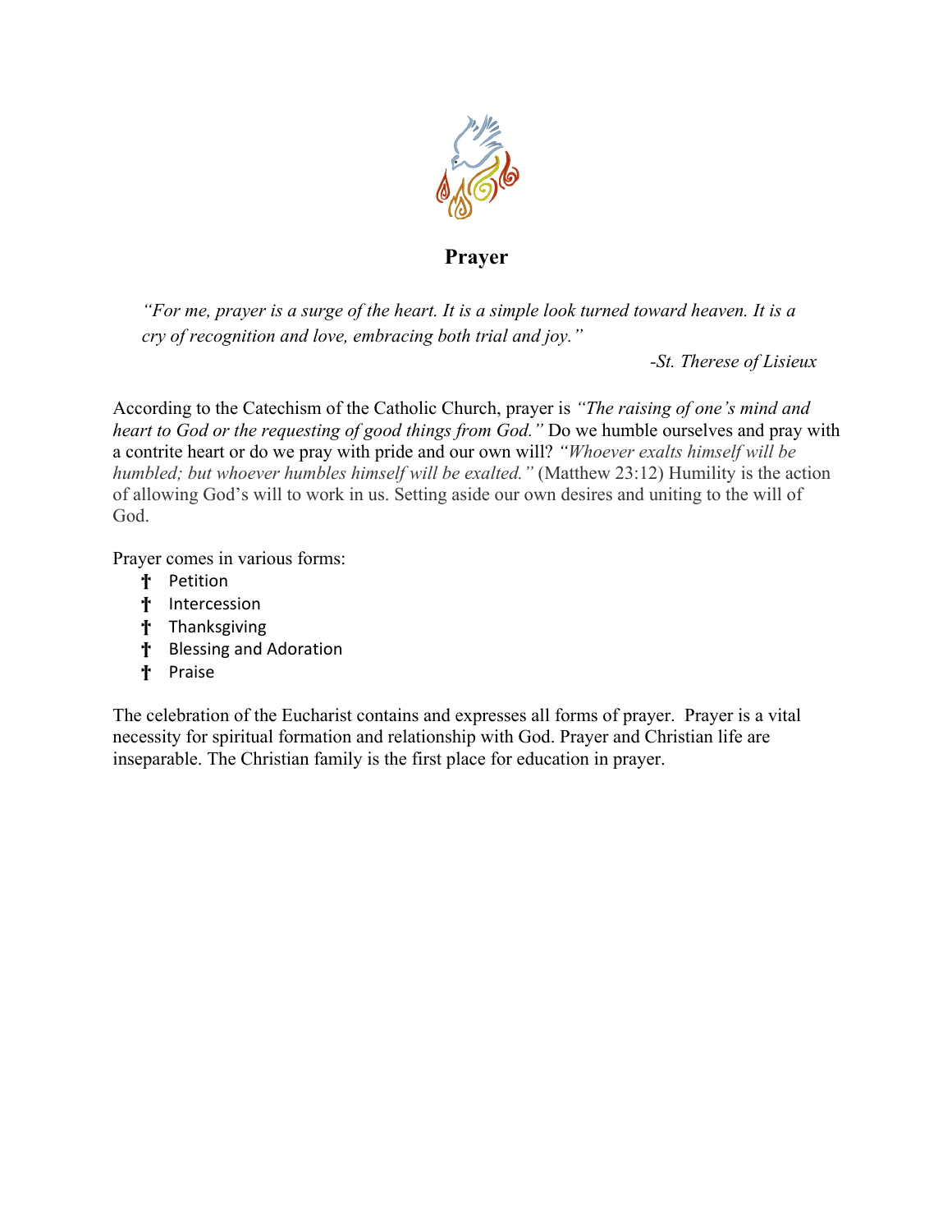# Prayer

*"For me, prayer is a surge of the heart. It is a simple look turned toward heaven. It is a cry of recognition and love, embracing both trial and joy."*

*-St. Therese of Lisieux*

According to the Catechism of the Catholic Church, prayer is *"The raising of one's mind and heart to God or the requesting of good things from God."* Do we humble ourselves and pray with a contrite heart or do we pray with pride and our own will? *"Whoever exalts himself will be humbled; but whoever humbles himself will be exalted."* (Matthew 23:12) Humility is the action of allowing God's will to work in us. Setting aside our own desires and uniting to the will of God.

Prayer comes in various forms:

- Petition
- Intercession
- Thanksgiving
- Blessing and Adoration
- Praise

The celebration of the Eucharist contains and expresses all forms of prayer. Prayer is a vital necessity for spiritual formation and relationship with God. Prayer and Christian life are inseparable. The Christian family is the first place for education in prayer.